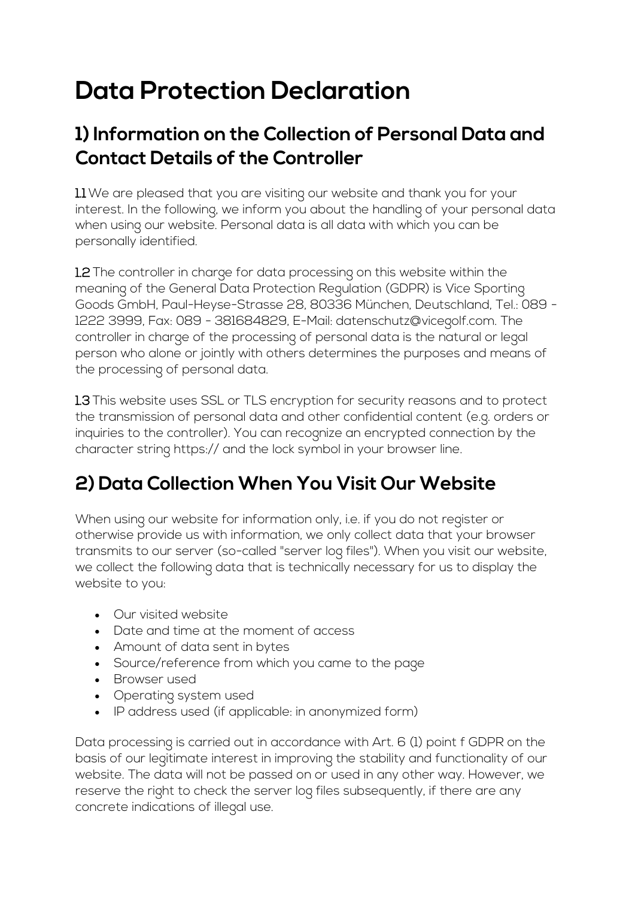# Data Protection Declaration

## 1) Information on the Collection of Personal Data and Contact Details of the Controller

**1.1** We are pleased that you are visiting our website and thank you for your interest. In the following, we inform you about the handling of your personal data when using our website. Personal data is all data with which you can be personally identified.

**1.2** The controller in charge for data processing on this website within the meaning of the General Data Protection Regulation (GDPR) is Vice Sporting Goods GmbH, Paul-Heyse-Strasse 28, 80336 München, Deutschland, Tel.: 089 - 1222 3999, Fax: 089 - 381684829, E-Mail: datenschutz@vicegolf.com. The controller in charge of the processing of personal data is the natural or legal person who alone or jointly with others determines the purposes and means of the processing of personal data.

**1.3** This website uses SSL or TLS encryption for security reasons and to protect the transmission of personal data and other confidential content (e.g. orders or inquiries to the controller). You can recognize an encrypted connection by the character string https:// and the lock symbol in your browser line.

## 2) Data Collection When You Visit Our Website

When using our website for information only, i.e. if you do not register or otherwise provide us with information, we only collect data that your browser transmits to our server (so-called "server log files"). When you visit our website, we collect the following data that is technically necessary for us to display the website to you:

- Our visited website
- Date and time at the moment of access
- Amount of data sent in bytes
- Source/reference from which you came to the page
- Browser used
- Operating system used
- IP address used (if applicable: in anonymized form)

Data processing is carried out in accordance with Art. 6 (1) point f GDPR on the basis of our legitimate interest in improving the stability and functionality of our website. The data will not be passed on or used in any other way. However, we reserve the right to check the server log files subsequently, if there are any concrete indications of illegal use.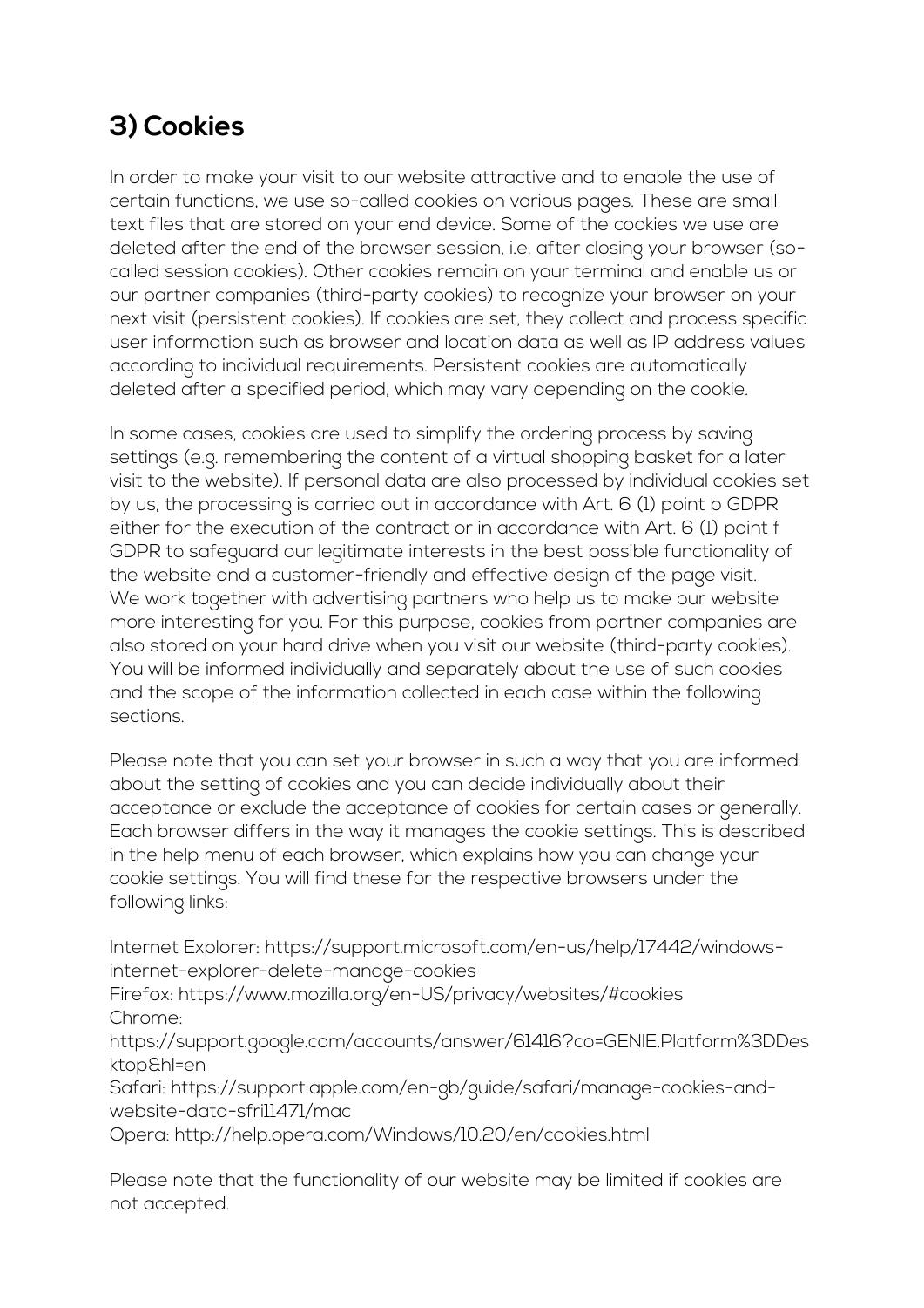## 3) Cookies

In order to make your visit to our website attractive and to enable the use of certain functions, we use so-called cookies on various pages. These are small text files that are stored on your end device. Some of the cookies we use are deleted after the end of the browser session, i.e. after closing your browser (so-called session cookies). Other cookies remain on your terminal and enable us or our partner companies (third-party cookies) to recognize your browser on your next visit (persistent cookies). If cookies are set, they collect and process specific user information such as browser and location data as well as IP address values according to individual requirements. Persistent cookies are automatically deleted after a specified period, which may vary depending on the cookie.

In some cases, cookies are used to simplify the ordering process by saving settings (e.g. remembering the content of a virtual shopping basket for a later visit to the website). If personal data are also processed by individual cookies set by us, the processing is carried out in accordance with Art. 6 (1) point b GDPR either for the execution of the contract or in accordance with Art. 6 (1) point f GDPR to safeguard our legitimate interests in the best possible functionality of the website and a customer-friendly and effective design of the page visit.
We work together with advertising partners who help us to make our website more interesting for you. For this purpose, cookies from partner companies are also stored on your hard drive when you visit our website (third-party cookies). You will be informed individually and separately about the use of such cookies and the scope of the information collected in each case within the following sections.

Please note that you can set your browser in such a way that you are informed about the setting of cookies and you can decide individually about their acceptance or exclude the acceptance of cookies for certain cases or generally. Each browser differs in the way it manages the cookie settings. This is described in the help menu of each browser, which explains how you can change your cookie settings. You will find these for the respective browsers under the following links:

Internet Explorer: https://support.microsoft.com/en-us/help/17442/windows-internet-explorer-delete-manage-cookies
Firefox: https://www.mozilla.org/en-US/privacy/websites/#cookies
Chrome:
https://support.google.com/accounts/answer/61416?co=GENIE.Platform%3DDesktop&hl=en
Safari: https://support.apple.com/en-gb/guide/safari/manage-cookies-and-website-data-sfri11471/mac
Opera: http://help.opera.com/Windows/10.20/en/cookies.html

Please note that the functionality of our website may be limited if cookies are not accepted.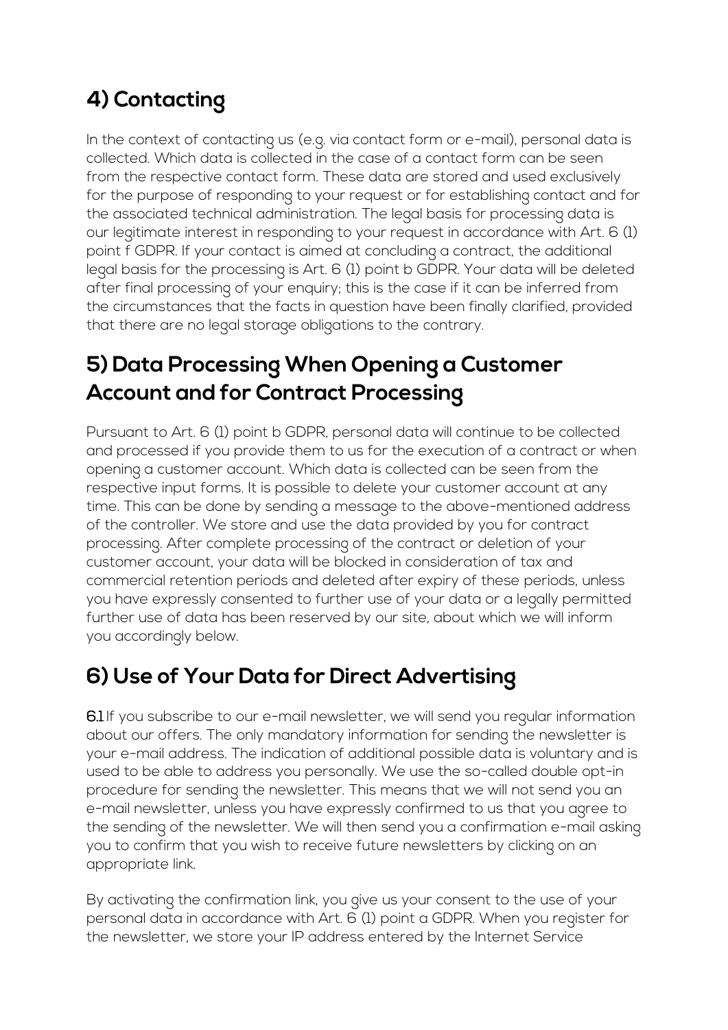## 4) Contacting

In the context of contacting us (e.g. via contact form or e-mail), personal data is collected. Which data is collected in the case of a contact form can be seen from the respective contact form. These data are stored and used exclusively for the purpose of responding to your request or for establishing contact and for the associated technical administration. The legal basis for processing data is our legitimate interest in responding to your request in accordance with Art. 6 (1) point f GDPR. If your contact is aimed at concluding a contract, the additional legal basis for the processing is Art. 6 (1) point b GDPR. Your data will be deleted after final processing of your enquiry; this is the case if it can be inferred from the circumstances that the facts in question have been finally clarified, provided that there are no legal storage obligations to the contrary.

## 5) Data Processing When Opening a Customer Account and for Contract Processing

Pursuant to Art. 6 (1) point b GDPR, personal data will continue to be collected and processed if you provide them to us for the execution of a contract or when opening a customer account. Which data is collected can be seen from the respective input forms. It is possible to delete your customer account at any time. This can be done by sending a message to the above-mentioned address of the controller. We store and use the data provided by you for contract processing. After complete processing of the contract or deletion of your customer account, your data will be blocked in consideration of tax and commercial retention periods and deleted after expiry of these periods, unless you have expressly consented to further use of your data or a legally permitted further use of data has been reserved by our site, about which we will inform you accordingly below.

## 6) Use of Your Data for Direct Advertising

**6.1** If you subscribe to our e-mail newsletter, we will send you regular information about our offers. The only mandatory information for sending the newsletter is your e-mail address. The indication of additional possible data is voluntary and is used to be able to address you personally. We use the so-called double opt-in procedure for sending the newsletter. This means that we will not send you an e-mail newsletter, unless you have expressly confirmed to us that you agree to the sending of the newsletter. We will then send you a confirmation e-mail asking you to confirm that you wish to receive future newsletters by clicking on an appropriate link.

By activating the confirmation link, you give us your consent to the use of your personal data in accordance with Art. 6 (1) point a GDPR. When you register for the newsletter, we store your IP address entered by the Internet Service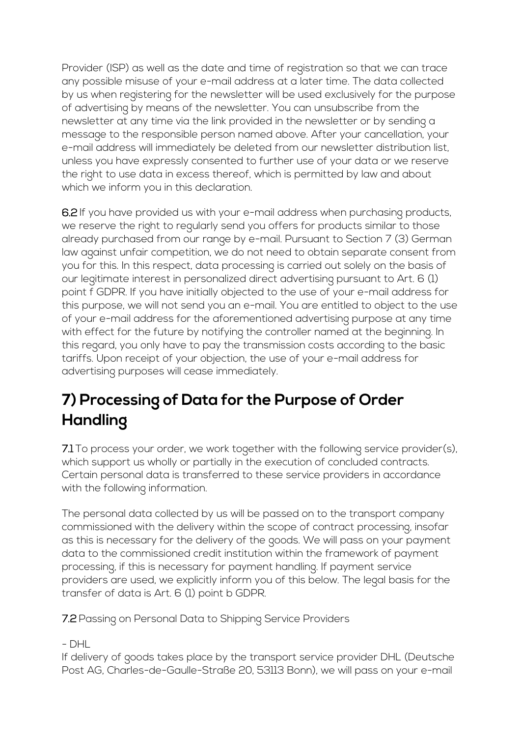Provider (ISP) as well as the date and time of registration so that we can trace any possible misuse of your e-mail address at a later time. The data collected by us when registering for the newsletter will be used exclusively for the purpose of advertising by means of the newsletter. You can unsubscribe from the newsletter at any time via the link provided in the newsletter or by sending a message to the responsible person named above. After your cancellation, your e-mail address will immediately be deleted from our newsletter distribution list, unless you have expressly consented to further use of your data or we reserve the right to use data in excess thereof, which is permitted by law and about which we inform you in this declaration.

**6.2** If you have provided us with your e-mail address when purchasing products, we reserve the right to regularly send you offers for products similar to those already purchased from our range by e-mail. Pursuant to Section 7 (3) German law against unfair competition, we do not need to obtain separate consent from you for this. In this respect, data processing is carried out solely on the basis of our legitimate interest in personalized direct advertising pursuant to Art. 6 (1) point f GDPR. If you have initially objected to the use of your e-mail address for this purpose, we will not send you an e-mail. You are entitled to object to the use of your e-mail address for the aforementioned advertising purpose at any time with effect for the future by notifying the controller named at the beginning. In this regard, you only have to pay the transmission costs according to the basic tariffs. Upon receipt of your objection, the use of your e-mail address for advertising purposes will cease immediately.

## 7) Processing of Data for the Purpose of Order Handling

**7.1** To process your order, we work together with the following service provider(s), which support us wholly or partially in the execution of concluded contracts. Certain personal data is transferred to these service providers in accordance with the following information.

The personal data collected by us will be passed on to the transport company commissioned with the delivery within the scope of contract processing, insofar as this is necessary for the delivery of the goods. We will pass on your payment data to the commissioned credit institution within the framework of payment processing, if this is necessary for payment handling. If payment service providers are used, we explicitly inform you of this below. The legal basis for the transfer of data is Art. 6 (1) point b GDPR.

**7.2** Passing on Personal Data to Shipping Service Providers

- DHL
If delivery of goods takes place by the transport service provider DHL (Deutsche Post AG, Charles-de-Gaulle-Straße 20, 53113 Bonn), we will pass on your e-mail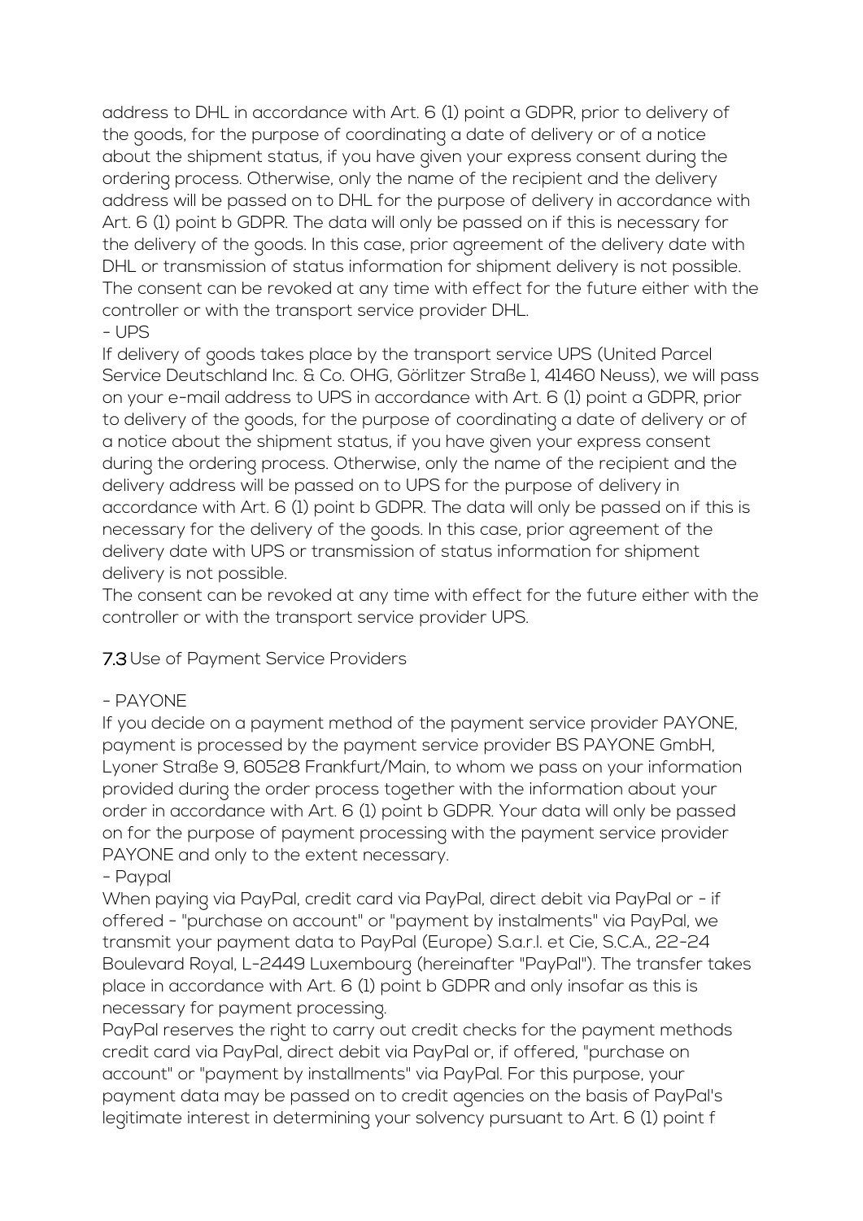address to DHL in accordance with Art. 6 (1) point a GDPR, prior to delivery of the goods, for the purpose of coordinating a date of delivery or of a notice about the shipment status, if you have given your express consent during the ordering process. Otherwise, only the name of the recipient and the delivery address will be passed on to DHL for the purpose of delivery in accordance with Art. 6 (1) point b GDPR. The data will only be passed on if this is necessary for the delivery of the goods. In this case, prior agreement of the delivery date with DHL or transmission of status information for shipment delivery is not possible. The consent can be revoked at any time with effect for the future either with the controller or with the transport service provider DHL.

- UPS

If delivery of goods takes place by the transport service UPS (United Parcel Service Deutschland Inc. & Co. OHG, Görlitzer Straße 1, 41460 Neuss), we will pass on your e-mail address to UPS in accordance with Art. 6 (1) point a GDPR, prior to delivery of the goods, for the purpose of coordinating a date of delivery or of a notice about the shipment status, if you have given your express consent during the ordering process. Otherwise, only the name of the recipient and the delivery address will be passed on to UPS for the purpose of delivery in accordance with Art. 6 (1) point b GDPR. The data will only be passed on if this is necessary for the delivery of the goods. In this case, prior agreement of the delivery date with UPS or transmission of status information for shipment delivery is not possible.

The consent can be revoked at any time with effect for the future either with the controller or with the transport service provider UPS.

**7.3** Use of Payment Service Providers

- PAYONE

If you decide on a payment method of the payment service provider PAYONE, payment is processed by the payment service provider BS PAYONE GmbH, Lyoner Straße 9, 60528 Frankfurt/Main, to whom we pass on your information provided during the order process together with the information about your order in accordance with Art. 6 (1) point b GDPR. Your data will only be passed on for the purpose of payment processing with the payment service provider PAYONE and only to the extent necessary.

- Paypal

When paying via PayPal, credit card via PayPal, direct debit via PayPal or - if offered - "purchase on account" or "payment by instalments" via PayPal, we transmit your payment data to PayPal (Europe) S.a.r.l. et Cie, S.C.A., 22-24 Boulevard Royal, L-2449 Luxembourg (hereinafter "PayPal"). The transfer takes place in accordance with Art. 6 (1) point b GDPR and only insofar as this is necessary for payment processing.

PayPal reserves the right to carry out credit checks for the payment methods credit card via PayPal, direct debit via PayPal or, if offered, "purchase on account" or "payment by installments" via PayPal. For this purpose, your payment data may be passed on to credit agencies on the basis of PayPal's legitimate interest in determining your solvency pursuant to Art. 6 (1) point f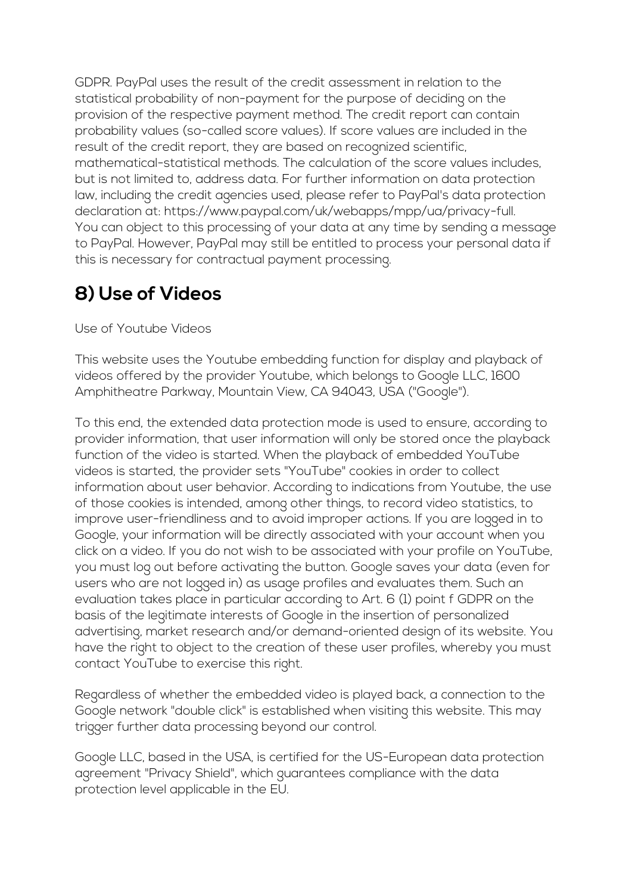GDPR. PayPal uses the result of the credit assessment in relation to the statistical probability of non-payment for the purpose of deciding on the provision of the respective payment method. The credit report can contain probability values (so-called score values). If score values are included in the result of the credit report, they are based on recognized scientific, mathematical-statistical methods. The calculation of the score values includes, but is not limited to, address data. For further information on data protection law, including the credit agencies used, please refer to PayPal's data protection declaration at: https://www.paypal.com/uk/webapps/mpp/ua/privacy-full.
You can object to this processing of your data at any time by sending a message to PayPal. However, PayPal may still be entitled to process your personal data if this is necessary for contractual payment processing.

## 8) Use of Videos

Use of Youtube Videos

This website uses the Youtube embedding function for display and playback of videos offered by the provider Youtube, which belongs to Google LLC, 1600 Amphitheatre Parkway, Mountain View, CA 94043, USA ("Google").

To this end, the extended data protection mode is used to ensure, according to provider information, that user information will only be stored once the playback function of the video is started. When the playback of embedded YouTube videos is started, the provider sets "YouTube" cookies in order to collect information about user behavior. According to indications from Youtube, the use of those cookies is intended, among other things, to record video statistics, to improve user-friendliness and to avoid improper actions. If you are logged in to Google, your information will be directly associated with your account when you click on a video. If you do not wish to be associated with your profile on YouTube, you must log out before activating the button. Google saves your data (even for users who are not logged in) as usage profiles and evaluates them. Such an evaluation takes place in particular according to Art. 6 (1) point f GDPR on the basis of the legitimate interests of Google in the insertion of personalized advertising, market research and/or demand-oriented design of its website. You have the right to object to the creation of these user profiles, whereby you must contact YouTube to exercise this right.

Regardless of whether the embedded video is played back, a connection to the Google network "double click" is established when visiting this website. This may trigger further data processing beyond our control.

Google LLC, based in the USA, is certified for the US-European data protection agreement "Privacy Shield", which guarantees compliance with the data protection level applicable in the EU.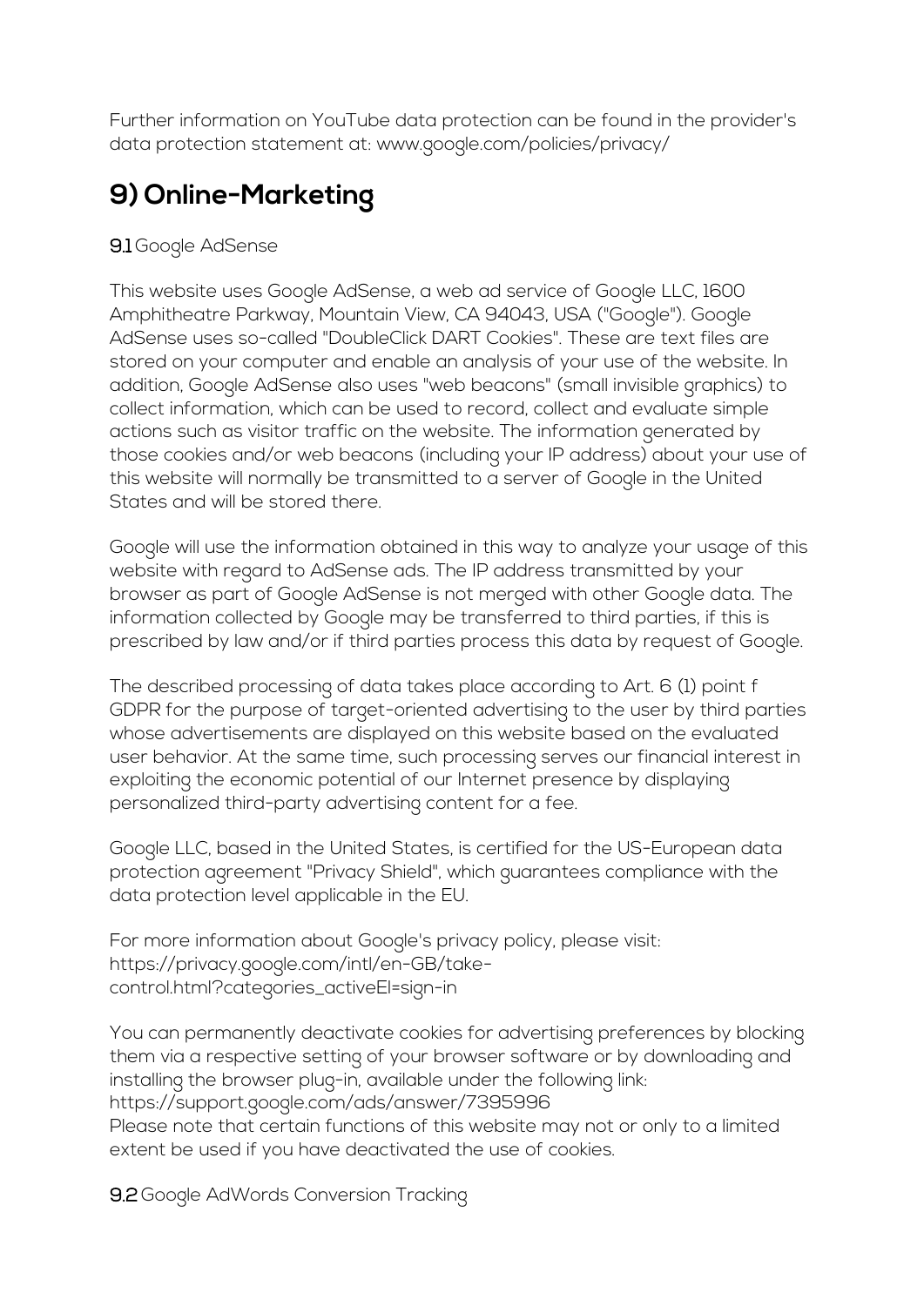Further information on YouTube data protection can be found in the provider's data protection statement at: www.google.com/policies/privacy/

## 9) Online-Marketing

**9.1** Google AdSense

This website uses Google AdSense, a web ad service of Google LLC, 1600 Amphitheatre Parkway, Mountain View, CA 94043, USA ("Google"). Google AdSense uses so-called "DoubleClick DART Cookies". These are text files are stored on your computer and enable an analysis of your use of the website. In addition, Google AdSense also uses "web beacons" (small invisible graphics) to collect information, which can be used to record, collect and evaluate simple actions such as visitor traffic on the website. The information generated by those cookies and/or web beacons (including your IP address) about your use of this website will normally be transmitted to a server of Google in the United States and will be stored there.

Google will use the information obtained in this way to analyze your usage of this website with regard to AdSense ads. The IP address transmitted by your browser as part of Google AdSense is not merged with other Google data. The information collected by Google may be transferred to third parties, if this is prescribed by law and/or if third parties process this data by request of Google.

The described processing of data takes place according to Art. 6 (1) point f GDPR for the purpose of target-oriented advertising to the user by third parties whose advertisements are displayed on this website based on the evaluated user behavior. At the same time, such processing serves our financial interest in exploiting the economic potential of our Internet presence by displaying personalized third-party advertising content for a fee.

Google LLC, based in the United States, is certified for the US-European data protection agreement "Privacy Shield", which guarantees compliance with the data protection level applicable in the EU.

For more information about Google's privacy policy, please visit: https://privacy.google.com/intl/en-GB/take-control.html?categories_activeEl=sign-in

You can permanently deactivate cookies for advertising preferences by blocking them via a respective setting of your browser software or by downloading and installing the browser plug-in, available under the following link: https://support.google.com/ads/answer/7395996
Please note that certain functions of this website may not or only to a limited extent be used if you have deactivated the use of cookies.

**9.2** Google AdWords Conversion Tracking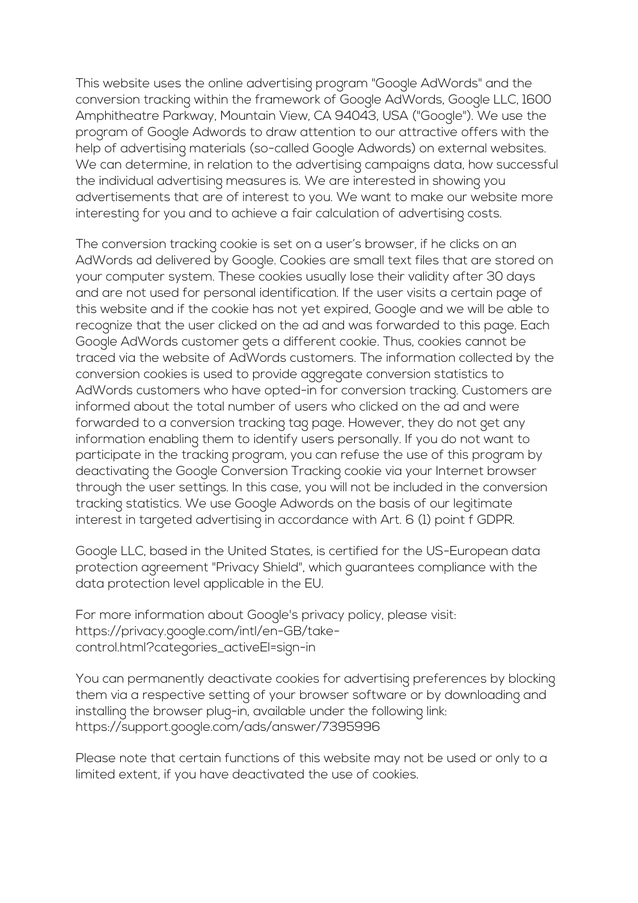This website uses the online advertising program "Google AdWords" and the conversion tracking within the framework of Google AdWords, Google LLC, 1600 Amphitheatre Parkway, Mountain View, CA 94043, USA ("Google"). We use the program of Google Adwords to draw attention to our attractive offers with the help of advertising materials (so-called Google Adwords) on external websites. We can determine, in relation to the advertising campaigns data, how successful the individual advertising measures is. We are interested in showing you advertisements that are of interest to you. We want to make our website more interesting for you and to achieve a fair calculation of advertising costs.

The conversion tracking cookie is set on a user's browser, if he clicks on an AdWords ad delivered by Google. Cookies are small text files that are stored on your computer system. These cookies usually lose their validity after 30 days and are not used for personal identification. If the user visits a certain page of this website and if the cookie has not yet expired, Google and we will be able to recognize that the user clicked on the ad and was forwarded to this page. Each Google AdWords customer gets a different cookie. Thus, cookies cannot be traced via the website of AdWords customers. The information collected by the conversion cookies is used to provide aggregate conversion statistics to AdWords customers who have opted-in for conversion tracking. Customers are informed about the total number of users who clicked on the ad and were forwarded to a conversion tracking tag page. However, they do not get any information enabling them to identify users personally. If you do not want to participate in the tracking program, you can refuse the use of this program by deactivating the Google Conversion Tracking cookie via your Internet browser through the user settings. In this case, you will not be included in the conversion tracking statistics. We use Google Adwords on the basis of our legitimate interest in targeted advertising in accordance with Art. 6 (1) point f GDPR.

Google LLC, based in the United States, is certified for the US-European data protection agreement "Privacy Shield", which guarantees compliance with the data protection level applicable in the EU.

For more information about Google's privacy policy, please visit: https://privacy.google.com/intl/en-GB/take-control.html?categories_activeEl=sign-in

You can permanently deactivate cookies for advertising preferences by blocking them via a respective setting of your browser software or by downloading and installing the browser plug-in, available under the following link: https://support.google.com/ads/answer/7395996

Please note that certain functions of this website may not be used or only to a limited extent, if you have deactivated the use of cookies.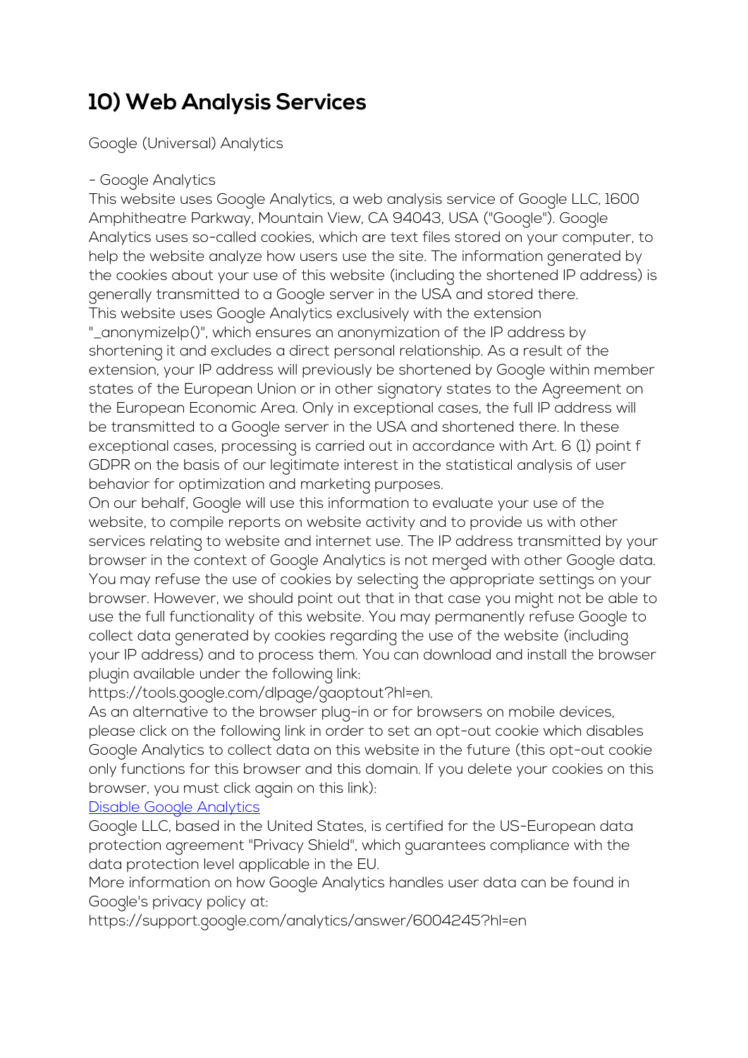# 10) Web Analysis Services

Google (Universal) Analytics

- Google Analytics

This website uses Google Analytics, a web analysis service of Google LLC, 1600 Amphitheatre Parkway, Mountain View, CA 94043, USA ("Google"). Google Analytics uses so-called cookies, which are text files stored on your computer, to help the website analyze how users use the site. The information generated by the cookies about your use of this website (including the shortened IP address) is generally transmitted to a Google server in the USA and stored there.
This website uses Google Analytics exclusively with the extension "_anonymizeIp()", which ensures an anonymization of the IP address by shortening it and excludes a direct personal relationship. As a result of the extension, your IP address will previously be shortened by Google within member states of the European Union or in other signatory states to the Agreement on the European Economic Area. Only in exceptional cases, the full IP address will be transmitted to a Google server in the USA and shortened there. In these exceptional cases, processing is carried out in accordance with Art. 6 (1) point f GDPR on the basis of our legitimate interest in the statistical analysis of user behavior for optimization and marketing purposes.
On our behalf, Google will use this information to evaluate your use of the website, to compile reports on website activity and to provide us with other services relating to website and internet use. The IP address transmitted by your browser in the context of Google Analytics is not merged with other Google data. You may refuse the use of cookies by selecting the appropriate settings on your browser. However, we should point out that in that case you might not be able to use the full functionality of this website. You may permanently refuse Google to collect data generated by cookies regarding the use of the website (including your IP address) and to process them. You can download and install the browser plugin available under the following link:
https://tools.google.com/dlpage/gaoptout?hl=en.
As an alternative to the browser plug-in or for browsers on mobile devices, please click on the following link in order to set an opt-out cookie which disables Google Analytics to collect data on this website in the future (this opt-out cookie only functions for this browser and this domain. If you delete your cookies on this browser, you must click again on this link):
Disable Google Analytics
Google LLC, based in the United States, is certified for the US-European data protection agreement "Privacy Shield", which guarantees compliance with the data protection level applicable in the EU.
More information on how Google Analytics handles user data can be found in Google's privacy policy at:
https://support.google.com/analytics/answer/6004245?hl=en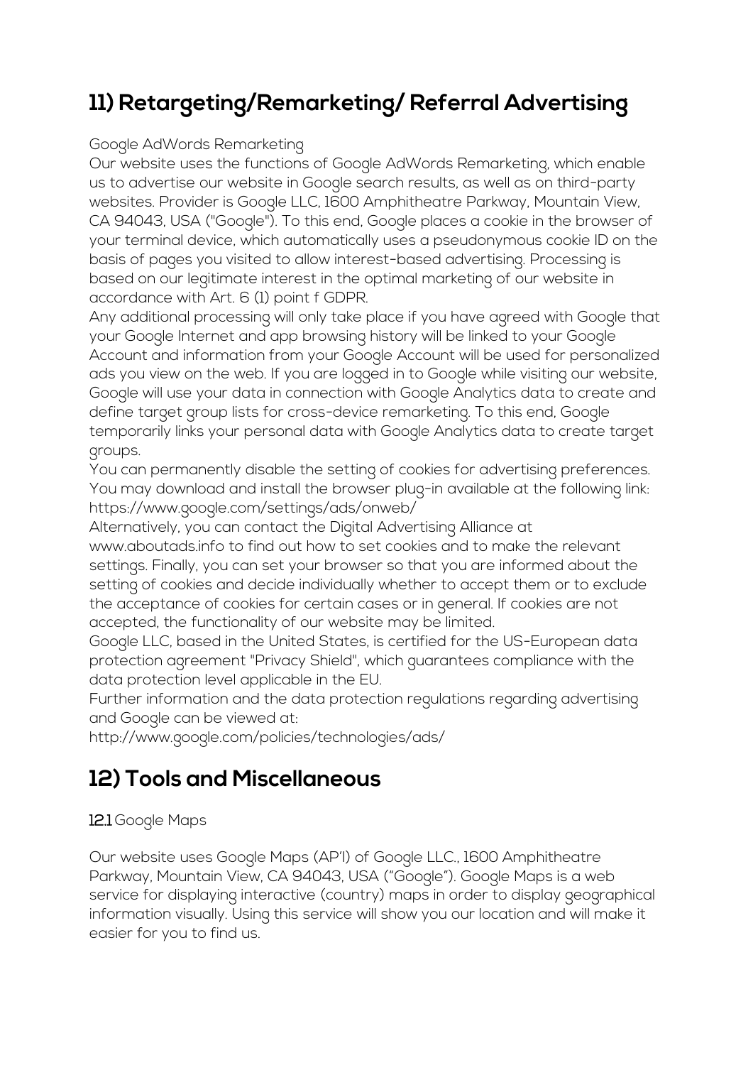## 11) Retargeting/Remarketing/ Referral Advertising

Google AdWords Remarketing

Our website uses the functions of Google AdWords Remarketing, which enable us to advertise our website in Google search results, as well as on third-party websites. Provider is Google LLC, 1600 Amphitheatre Parkway, Mountain View, CA 94043, USA ("Google"). To this end, Google places a cookie in the browser of your terminal device, which automatically uses a pseudonymous cookie ID on the basis of pages you visited to allow interest-based advertising. Processing is based on our legitimate interest in the optimal marketing of our website in accordance with Art. 6 (1) point f GDPR.

Any additional processing will only take place if you have agreed with Google that your Google Internet and app browsing history will be linked to your Google Account and information from your Google Account will be used for personalized ads you view on the web. If you are logged in to Google while visiting our website, Google will use your data in connection with Google Analytics data to create and define target group lists for cross-device remarketing. To this end, Google temporarily links your personal data with Google Analytics data to create target groups.

You can permanently disable the setting of cookies for advertising preferences. You may download and install the browser plug-in available at the following link: https://www.google.com/settings/ads/onweb/

Alternatively, you can contact the Digital Advertising Alliance at www.aboutads.info to find out how to set cookies and to make the relevant settings. Finally, you can set your browser so that you are informed about the setting of cookies and decide individually whether to accept them or to exclude the acceptance of cookies for certain cases or in general. If cookies are not accepted, the functionality of our website may be limited.

Google LLC, based in the United States, is certified for the US-European data protection agreement "Privacy Shield", which guarantees compliance with the data protection level applicable in the EU.

Further information and the data protection regulations regarding advertising and Google can be viewed at:

http://www.google.com/policies/technologies/ads/

## 12) Tools and Miscellaneous

**12.1** Google Maps

Our website uses Google Maps (AP'I) of Google LLC., 1600 Amphitheatre Parkway, Mountain View, CA 94043, USA ("Google"). Google Maps is a web service for displaying interactive (country) maps in order to display geographical information visually. Using this service will show you our location and will make it easier for you to find us.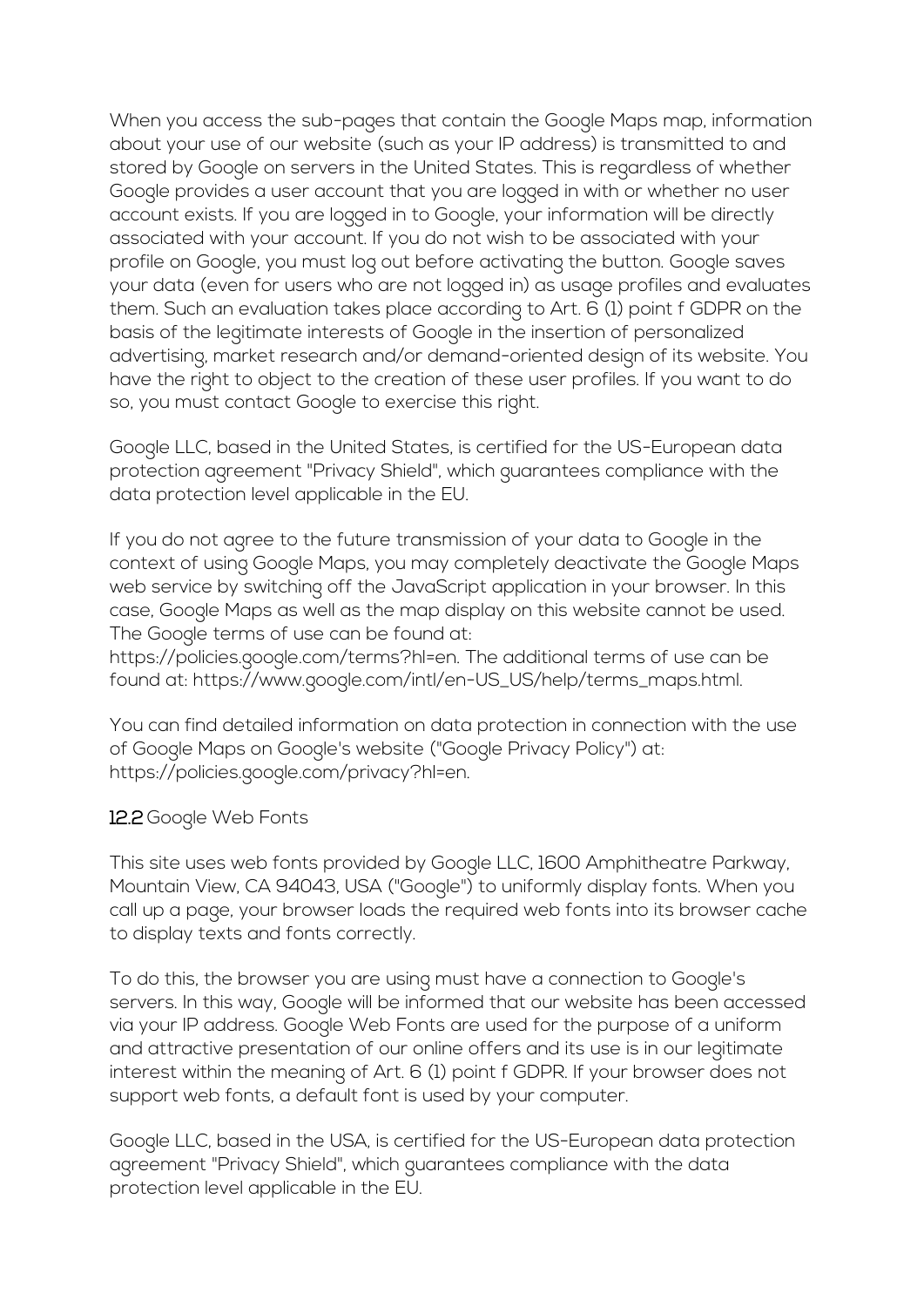When you access the sub-pages that contain the Google Maps map, information about your use of our website (such as your IP address) is transmitted to and stored by Google on servers in the United States. This is regardless of whether Google provides a user account that you are logged in with or whether no user account exists. If you are logged in to Google, your information will be directly associated with your account. If you do not wish to be associated with your profile on Google, you must log out before activating the button. Google saves your data (even for users who are not logged in) as usage profiles and evaluates them. Such an evaluation takes place according to Art. 6 (1) point f GDPR on the basis of the legitimate interests of Google in the insertion of personalized advertising, market research and/or demand-oriented design of its website. You have the right to object to the creation of these user profiles. If you want to do so, you must contact Google to exercise this right.

Google LLC, based in the United States, is certified for the US-European data protection agreement "Privacy Shield", which guarantees compliance with the data protection level applicable in the EU.

If you do not agree to the future transmission of your data to Google in the context of using Google Maps, you may completely deactivate the Google Maps web service by switching off the JavaScript application in your browser. In this case, Google Maps as well as the map display on this website cannot be used. The Google terms of use can be found at: https://policies.google.com/terms?hl=en. The additional terms of use can be found at: https://www.google.com/intl/en-US_US/help/terms_maps.html.

You can find detailed information on data protection in connection with the use of Google Maps on Google's website ("Google Privacy Policy") at: https://policies.google.com/privacy?hl=en.

### **12.2** Google Web Fonts

This site uses web fonts provided by Google LLC, 1600 Amphitheatre Parkway, Mountain View, CA 94043, USA ("Google") to uniformly display fonts. When you call up a page, your browser loads the required web fonts into its browser cache to display texts and fonts correctly.

To do this, the browser you are using must have a connection to Google's servers. In this way, Google will be informed that our website has been accessed via your IP address. Google Web Fonts are used for the purpose of a uniform and attractive presentation of our online offers and its use is in our legitimate interest within the meaning of Art. 6 (1) point f GDPR. If your browser does not support web fonts, a default font is used by your computer.

Google LLC, based in the USA, is certified for the US-European data protection agreement "Privacy Shield", which guarantees compliance with the data protection level applicable in the EU.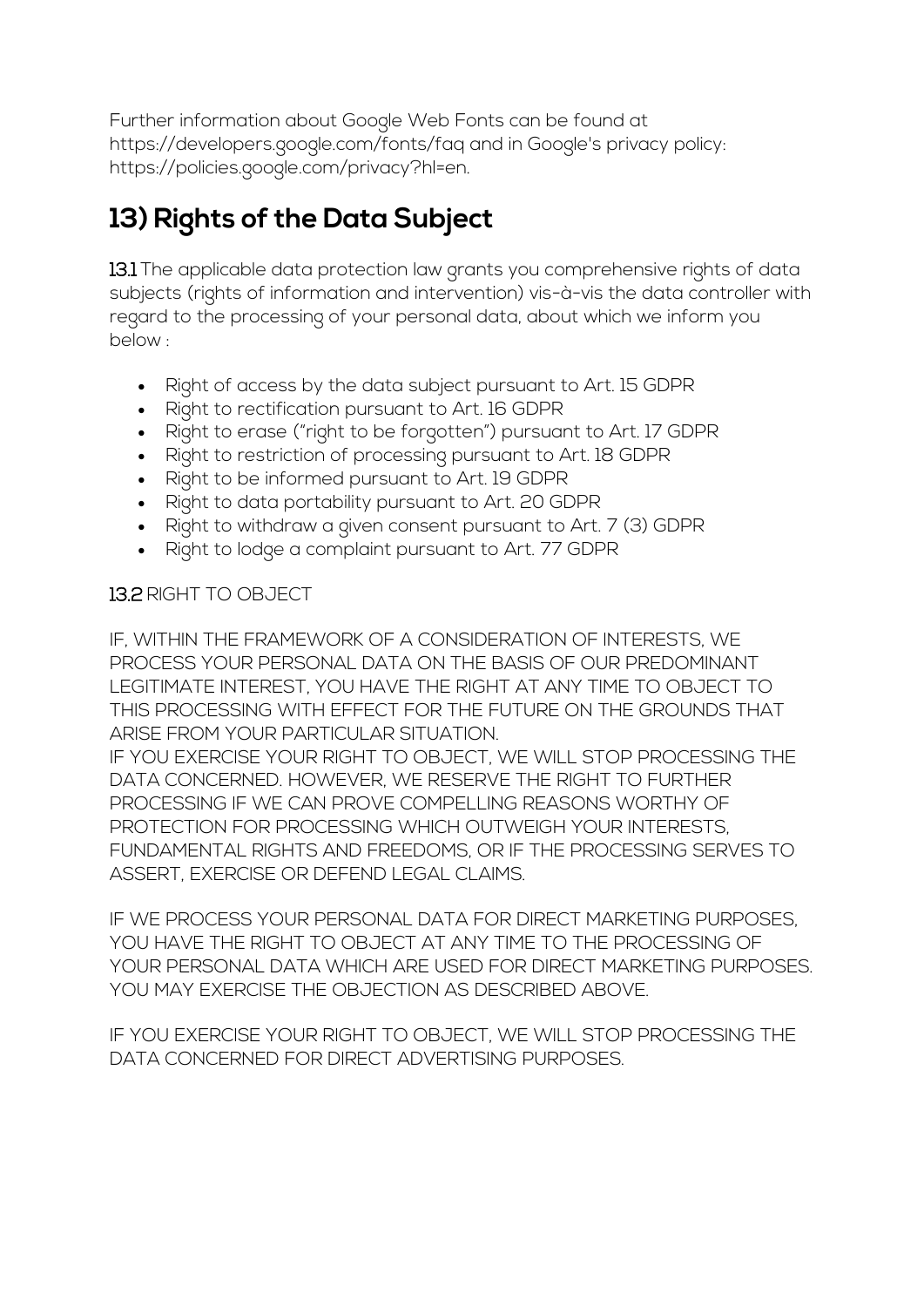Further information about Google Web Fonts can be found at https://developers.google.com/fonts/faq and in Google's privacy policy: https://policies.google.com/privacy?hl=en.

## 13) Rights of the Data Subject

**13.1** The applicable data protection law grants you comprehensive rights of data subjects (rights of information and intervention) vis-à-vis the data controller with regard to the processing of your personal data, about which we inform you below :

- Right of access by the data subject pursuant to Art. 15 GDPR
- Right to rectification pursuant to Art. 16 GDPR
- Right to erase ("right to be forgotten") pursuant to Art. 17 GDPR
- Right to restriction of processing pursuant to Art. 18 GDPR
- Right to be informed pursuant to Art. 19 GDPR
- Right to data portability pursuant to Art. 20 GDPR
- Right to withdraw a given consent pursuant to Art. 7 (3) GDPR
- Right to lodge a complaint pursuant to Art. 77 GDPR

**13.2** RIGHT TO OBJECT

IF, WITHIN THE FRAMEWORK OF A CONSIDERATION OF INTERESTS, WE PROCESS YOUR PERSONAL DATA ON THE BASIS OF OUR PREDOMINANT LEGITIMATE INTEREST, YOU HAVE THE RIGHT AT ANY TIME TO OBJECT TO THIS PROCESSING WITH EFFECT FOR THE FUTURE ON THE GROUNDS THAT ARISE FROM YOUR PARTICULAR SITUATION.
IF YOU EXERCISE YOUR RIGHT TO OBJECT, WE WILL STOP PROCESSING THE DATA CONCERNED. HOWEVER, WE RESERVE THE RIGHT TO FURTHER PROCESSING IF WE CAN PROVE COMPELLING REASONS WORTHY OF PROTECTION FOR PROCESSING WHICH OUTWEIGH YOUR INTERESTS, FUNDAMENTAL RIGHTS AND FREEDOMS, OR IF THE PROCESSING SERVES TO ASSERT, EXERCISE OR DEFEND LEGAL CLAIMS.

IF WE PROCESS YOUR PERSONAL DATA FOR DIRECT MARKETING PURPOSES, YOU HAVE THE RIGHT TO OBJECT AT ANY TIME TO THE PROCESSING OF YOUR PERSONAL DATA WHICH ARE USED FOR DIRECT MARKETING PURPOSES. YOU MAY EXERCISE THE OBJECTION AS DESCRIBED ABOVE.

IF YOU EXERCISE YOUR RIGHT TO OBJECT, WE WILL STOP PROCESSING THE DATA CONCERNED FOR DIRECT ADVERTISING PURPOSES.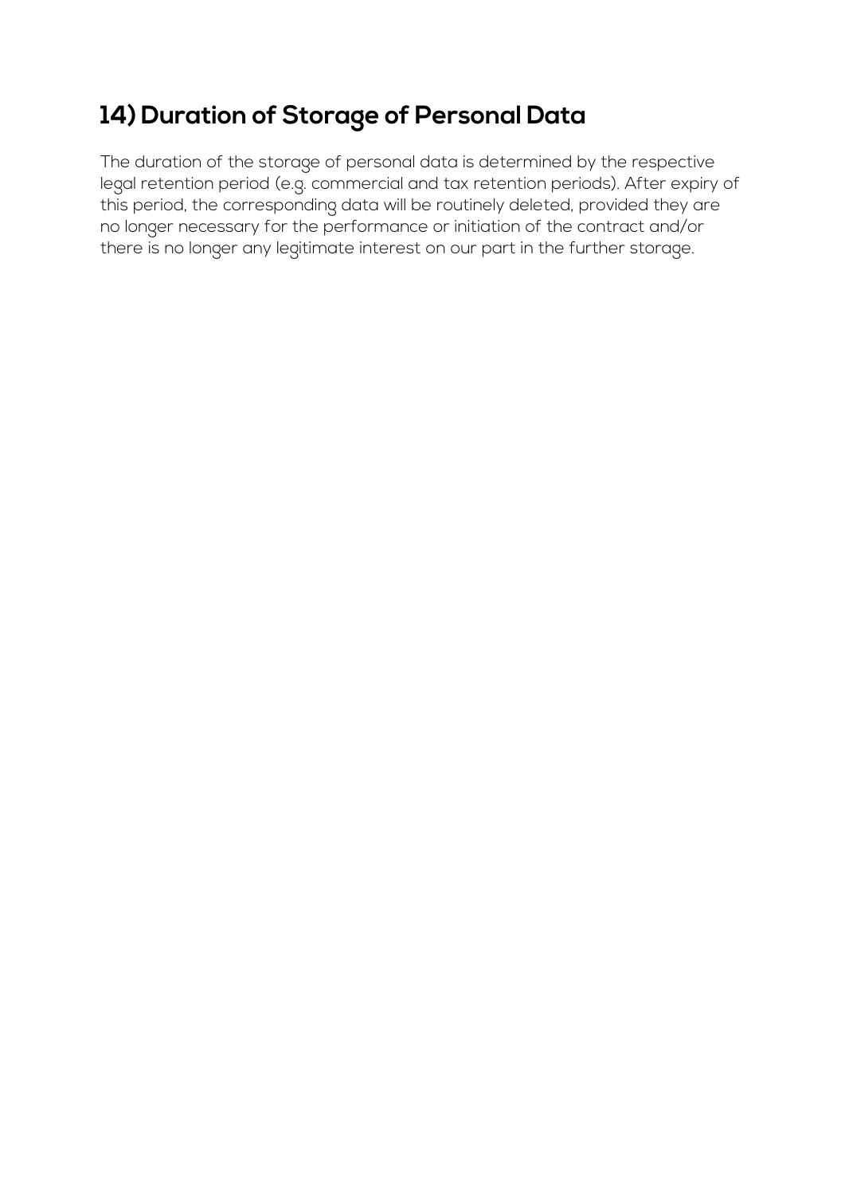## 14) Duration of Storage of Personal Data

The duration of the storage of personal data is determined by the respective legal retention period (e.g. commercial and tax retention periods). After expiry of this period, the corresponding data will be routinely deleted, provided they are no longer necessary for the performance or initiation of the contract and/or there is no longer any legitimate interest on our part in the further storage.